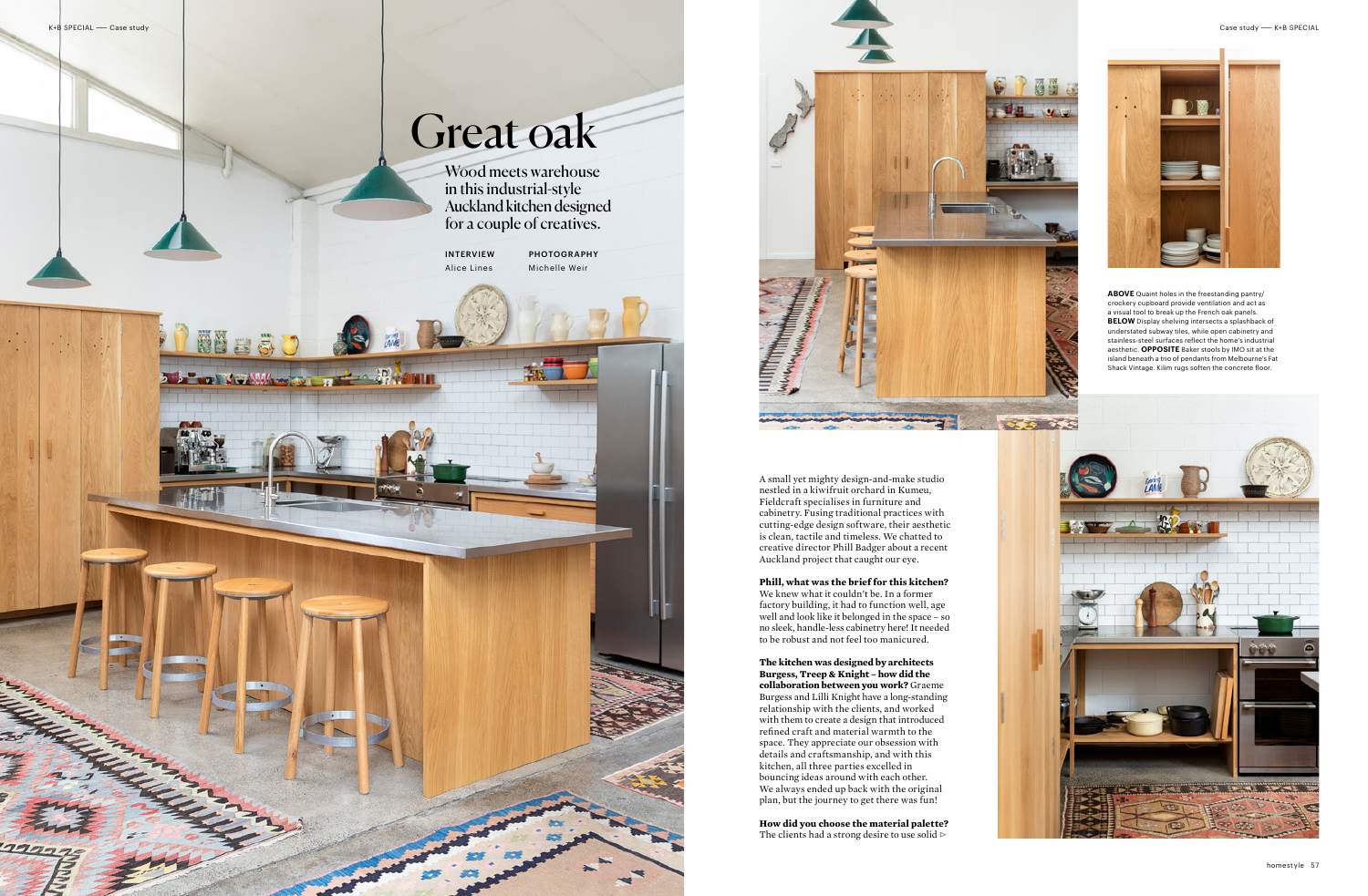# Great oak

Wood meets warehouse in this industrial-style Auckland kitchen designed for a couple of creatives.

**INTERVIEW**
Alice Lines

**PHOTOGRAPHY**
Michelle Weir

**ABOVE** Quaint holes in the freestanding pantry/crockery cupboard provide ventilation and act as a visual tool to break up the French oak panels. **BELOW** Display shelving intersects a splashback of understated subway tiles, while open cabinetry and stainless-steel surfaces reflect the home's industrial aesthetic. **OPPOSITE** Baker stools by IMO sit at the island beneath a trio of pendants from Melbourne's Fat Shack Vintage. Kilim rugs soften the concrete floor.

A small yet mighty design-and-make studio nestled in a kiwifruit orchard in Kumeu, Fieldcraft specialises in furniture and cabinetry. Fusing traditional practices with cutting-edge design software, their aesthetic is clean, tactile and timeless. We chatted to creative director Phill Badger about a recent Auckland project that caught our eye.

**Phill, what was the brief for this kitchen?** We knew what it couldn't be. In a former factory building, it had to function well, age well and look like it belonged in the space – so no sleek, handle-less cabinetry here! It needed to be robust and not feel too manicured.

**The kitchen was designed by architects Burgess, Treep & Knight – how did the collaboration between you work?** Graeme Burgess and Lilli Knight have a long-standing relationship with the clients, and worked with them to create a design that introduced refined craft and material warmth to the space. They appreciate our obsession with details and craftsmanship, and with this kitchen, all three parties excelled in bouncing ideas around with each other. We always ended up back with the original plan, but the journey to get there was fun!

**How did you choose the material palette?** The clients had a strong desire to use solid ▷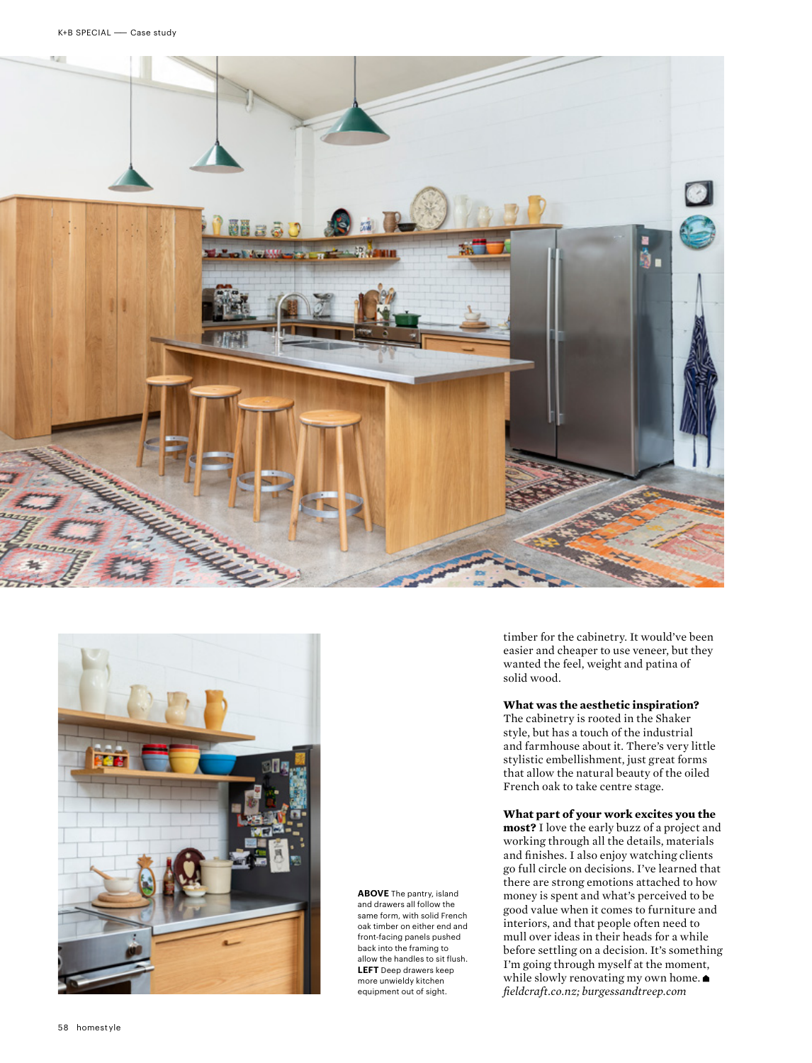timber for the cabinetry. It would've been easier and cheaper to use veneer, but they wanted the feel, weight and patina of solid wood.

**What was the aesthetic inspiration?** The cabinetry is rooted in the Shaker style, but has a touch of the industrial and farmhouse about it. There's very little stylistic embellishment, just great forms that allow the natural beauty of the oiled French oak to take centre stage.

**What part of your work excites you the most?** I love the early buzz of a project and working through all the details, materials and finishes. I also enjoy watching clients go full circle on decisions. I've learned that there are strong emotions attached to how money is spent and what's perceived to be good value when it comes to furniture and interiors, and that people often need to mull over ideas in their heads for a while before settling on a decision. It's something I'm going through myself at the moment, while slowly renovating my own home.
*fieldcraft.co.nz; burgessandtreep.com*

**ABOVE** The pantry, island and drawers all follow the same form, with solid French oak timber on either end and front-facing panels pushed back into the framing to allow the handles to sit flush. **LEFT** Deep drawers keep more unwieldy kitchen equipment out of sight.